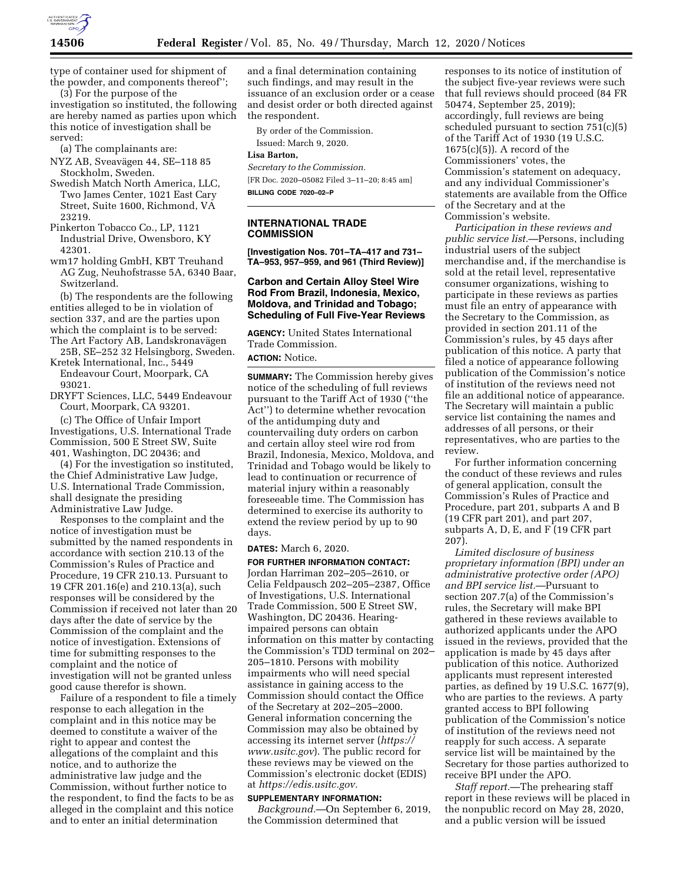type of container used for shipment of the powder, and components thereof";

(3) For the purpose of the investigation so instituted, the following are hereby named as parties upon which this notice of investigation shall be served:

(a) The complainants are:

NYZ AB, Sveavägen 44, SE–118 85 Stockholm, Sweden.

Swedish Match North America, LLC, Two James Center, 1021 East Cary Street, Suite 1600, Richmond, VA 23219.

Pinkerton Tobacco Co., LP, 1121 Industrial Drive, Owensboro, KY 42301.

wm17 holding GmbH, KBT Treuhand AG Zug, Neuhofstrasse 5A, 6340 Baar, Switzerland.

(b) The respondents are the following entities alleged to be in violation of section 337, and are the parties upon which the complaint is to be served:

The Art Factory AB, Landskronavägen 25B, SE–252 32 Helsingborg, Sweden.

Kretek International, Inc., 5449 Endeavour Court, Moorpark, CA 93021.

DRYFT Sciences, LLC, 5449 Endeavour Court, Moorpark, CA 93201.

(c) The Office of Unfair Import Investigations, U.S. International Trade Commission, 500 E Street SW, Suite 401, Washington, DC 20436; and

(4) For the investigation so instituted, the Chief Administrative Law Judge, U.S. International Trade Commission, shall designate the presiding Administrative Law Judge.

Responses to the complaint and the notice of investigation must be submitted by the named respondents in accordance with section 210.13 of the Commission's Rules of Practice and Procedure, 19 CFR 210.13. Pursuant to 19 CFR 201.16(e) and 210.13(a), such responses will be considered by the Commission if received not later than 20 days after the date of service by the Commission of the complaint and the notice of investigation. Extensions of time for submitting responses to the complaint and the notice of investigation will not be granted unless good cause therefor is shown.

Failure of a respondent to file a timely response to each allegation in the complaint and in this notice may be deemed to constitute a waiver of the right to appear and contest the allegations of the complaint and this notice, and to authorize the administrative law judge and the Commission, without further notice to the respondent, to find the facts to be as alleged in the complaint and this notice and to enter an initial determination and a final determination containing such findings, and may result in the issuance of an exclusion order or a cease and desist order or both directed against the respondent.

By order of the Commission.

Issued: March 9, 2020.

**Lisa Barton,**

*Secretary to the Commission.*

[FR Doc. 2020–05082 Filed 3–11–20; 8:45 am]

**BILLING CODE 7020–02–P**

---

## INTERNATIONAL TRADE COMMISSION

**[Investigation Nos. 701–TA–417 and 731–TA–953, 957–959, and 961 (Third Review)]**

### Carbon and Certain Alloy Steel Wire Rod From Brazil, Indonesia, Mexico, Moldova, and Trinidad and Tobago; Scheduling of Full Five-Year Reviews

**AGENCY:** United States International Trade Commission.

**ACTION:** Notice.

**SUMMARY:** The Commission hereby gives notice of the scheduling of full reviews pursuant to the Tariff Act of 1930 ("the Act") to determine whether revocation of the antidumping duty and countervailing duty orders on carbon and certain alloy steel wire rod from Brazil, Indonesia, Mexico, Moldova, and Trinidad and Tobago would be likely to lead to continuation or recurrence of material injury within a reasonably foreseeable time. The Commission has determined to exercise its authority to extend the review period by up to 90 days.

**DATES:** March 6, 2020.

**FOR FURTHER INFORMATION CONTACT:** Jordan Harriman 202–205–2610, or Celia Feldpausch 202–205–2387, Office of Investigations, U.S. International Trade Commission, 500 E Street SW, Washington, DC 20436. Hearing-impaired persons can obtain information on this matter by contacting the Commission's TDD terminal on 202–205–1810. Persons with mobility impairments who will need special assistance in gaining access to the Commission should contact the Office of the Secretary at 202–205–2000. General information concerning the Commission may also be obtained by accessing its internet server (*https://www.usitc.gov*). The public record for these reviews may be viewed on the Commission's electronic docket (EDIS) at *https://edis.usitc.gov.*

**SUPPLEMENTARY INFORMATION:**

*Background.*—On September 6, 2019, the Commission determined that responses to its notice of institution of the subject five-year reviews were such that full reviews should proceed (84 FR 50474, September 25, 2019); accordingly, full reviews are being scheduled pursuant to section 751(c)(5) of the Tariff Act of 1930 (19 U.S.C. 1675(c)(5)). A record of the Commissioners' votes, the Commission's statement on adequacy, and any individual Commissioner's statements are available from the Office of the Secretary and at the Commission's website.

*Participation in these reviews and public service list.*—Persons, including industrial users of the subject merchandise and, if the merchandise is sold at the retail level, representative consumer organizations, wishing to participate in these reviews as parties must file an entry of appearance with the Secretary to the Commission, as provided in section 201.11 of the Commission's rules, by 45 days after publication of this notice. A party that filed a notice of appearance following publication of the Commission's notice of institution of the reviews need not file an additional notice of appearance. The Secretary will maintain a public service list containing the names and addresses of all persons, or their representatives, who are parties to the review.

For further information concerning the conduct of these reviews and rules of general application, consult the Commission's Rules of Practice and Procedure, part 201, subparts A and B (19 CFR part 201), and part 207, subparts A, D, E, and F (19 CFR part 207).

*Limited disclosure of business proprietary information (BPI) under an administrative protective order (APO) and BPI service list.*—Pursuant to section 207.7(a) of the Commission's rules, the Secretary will make BPI gathered in these reviews available to authorized applicants under the APO issued in the reviews, provided that the application is made by 45 days after publication of this notice. Authorized applicants must represent interested parties, as defined by 19 U.S.C. 1677(9), who are parties to the reviews. A party granted access to BPI following publication of the Commission's notice of institution of the reviews need not reapply for such access. A separate service list will be maintained by the Secretary for those parties authorized to receive BPI under the APO.

*Staff report.*—The prehearing staff report in these reviews will be placed in the nonpublic record on May 28, 2020, and a public version will be issued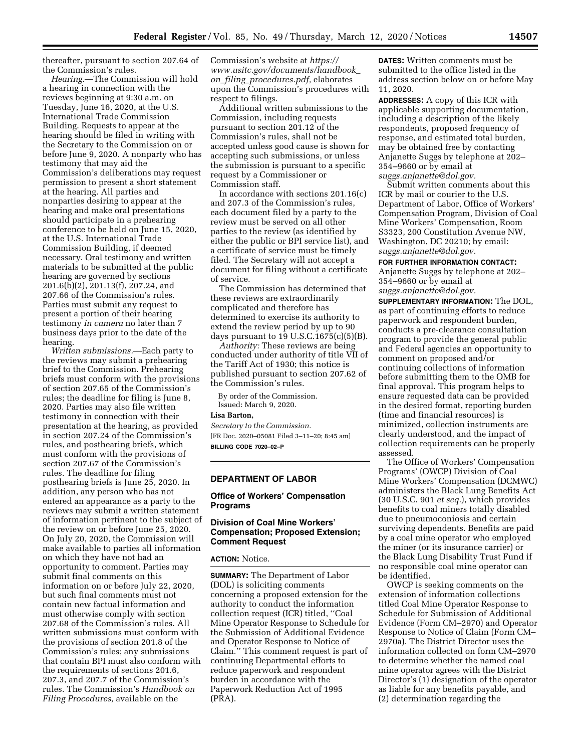thereafter, pursuant to section 207.64 of the Commission's rules.

*Hearing.*—The Commission will hold a hearing in connection with the reviews beginning at 9:30 a.m. on Tuesday, June 16, 2020, at the U.S. International Trade Commission Building. Requests to appear at the hearing should be filed in writing with the Secretary to the Commission on or before June 9, 2020. A nonparty who has testimony that may aid the Commission's deliberations may request permission to present a short statement at the hearing. All parties and nonparties desiring to appear at the hearing and make oral presentations should participate in a prehearing conference to be held on June 15, 2020, at the U.S. International Trade Commission Building, if deemed necessary. Oral testimony and written materials to be submitted at the public hearing are governed by sections 201.6(b)(2), 201.13(f), 207.24, and 207.66 of the Commission's rules. Parties must submit any request to present a portion of their hearing testimony *in camera* no later than 7 business days prior to the date of the hearing.

*Written submissions.*—Each party to the reviews may submit a prehearing brief to the Commission. Prehearing briefs must conform with the provisions of section 207.65 of the Commission's rules; the deadline for filing is June 8, 2020. Parties may also file written testimony in connection with their presentation at the hearing, as provided in section 207.24 of the Commission's rules, and posthearing briefs, which must conform with the provisions of section 207.67 of the Commission's rules. The deadline for filing posthearing briefs is June 25, 2020. In addition, any person who has not entered an appearance as a party to the reviews may submit a written statement of information pertinent to the subject of the review on or before June 25, 2020. On July 20, 2020, the Commission will make available to parties all information on which they have not had an opportunity to comment. Parties may submit final comments on this information on or before July 22, 2020, but such final comments must not contain new factual information and must otherwise comply with section 207.68 of the Commission's rules. All written submissions must conform with the provisions of section 201.8 of the Commission's rules; any submissions that contain BPI must also conform with the requirements of sections 201.6, 207.3, and 207.7 of the Commission's rules. The Commission's *Handbook on Filing Procedures,* available on the Commission's website at *https://www.usitc.gov/documents/handbook_on_filing_procedures.pdf,* elaborates upon the Commission's procedures with respect to filings.

Additional written submissions to the Commission, including requests pursuant to section 201.12 of the Commission's rules, shall not be accepted unless good cause is shown for accepting such submissions, or unless the submission is pursuant to a specific request by a Commissioner or Commission staff.

In accordance with sections 201.16(c) and 207.3 of the Commission's rules, each document filed by a party to the review must be served on all other parties to the review (as identified by either the public or BPI service list), and a certificate of service must be timely filed. The Secretary will not accept a document for filing without a certificate of service.

The Commission has determined that these reviews are extraordinarily complicated and therefore has determined to exercise its authority to extend the review period by up to 90 days pursuant to 19 U.S.C.1675(c)(5)(B).

*Authority:* These reviews are being conducted under authority of title VII of the Tariff Act of 1930; this notice is published pursuant to section 207.62 of the Commission's rules.

By order of the Commission.

Issued: March 9, 2020.

**Lisa Barton,**

*Secretary to the Commission.*

[FR Doc. 2020–05081 Filed 3–11–20; 8:45 am]

**BILLING CODE 7020–02–P**

## DEPARTMENT OF LABOR

### Office of Workers' Compensation Programs

### Division of Coal Mine Workers' Compensation; Proposed Extension; Comment Request

**ACTION:** Notice.

**SUMMARY:** The Department of Labor (DOL) is soliciting comments concerning a proposed extension for the authority to conduct the information collection request (ICR) titled, ''Coal Mine Operator Response to Schedule for the Submission of Additional Evidence and Operator Response to Notice of Claim.'' This comment request is part of continuing Departmental efforts to reduce paperwork and respondent burden in accordance with the Paperwork Reduction Act of 1995 (PRA).

**DATES:** Written comments must be submitted to the office listed in the address section below on or before May 11, 2020.

**ADDRESSES:** A copy of this ICR with applicable supporting documentation, including a description of the likely respondents, proposed frequency of response, and estimated total burden, may be obtained free by contacting Anjanette Suggs by telephone at 202–354–9660 or by email at *suggs.anjanette@dol.gov*.

Submit written comments about this ICR by mail or courier to the U.S. Department of Labor, Office of Workers' Compensation Program, Division of Coal Mine Workers' Compensation, Room S3323, 200 Constitution Avenue NW, Washington, DC 20210; by email: *suggs.anjanette@dol.gov.*

**FOR FURTHER INFORMATION CONTACT:** Anjanette Suggs by telephone at 202–354–9660 or by email at *suggs.anjanette@dol.gov.*

**SUPPLEMENTARY INFORMATION:** The DOL, as part of continuing efforts to reduce paperwork and respondent burden, conducts a pre-clearance consultation program to provide the general public and Federal agencies an opportunity to comment on proposed and/or continuing collections of information before submitting them to the OMB for final approval. This program helps to ensure requested data can be provided in the desired format, reporting burden (time and financial resources) is minimized, collection instruments are clearly understood, and the impact of collection requirements can be properly assessed.

The Office of Workers' Compensation Programs' (OWCP) Division of Coal Mine Workers' Compensation (DCMWC) administers the Black Lung Benefits Act (30 U.S.C. 901 *et seq.*), which provides benefits to coal miners totally disabled due to pneumoconiosis and certain surviving dependents. Benefits are paid by a coal mine operator who employed the miner (or its insurance carrier) or the Black Lung Disability Trust Fund if no responsible coal mine operator can be identified.

OWCP is seeking comments on the extension of information collections titled Coal Mine Operator Response to Schedule for Submission of Additional Evidence (Form CM–2970) and Operator Response to Notice of Claim (Form CM–2970a). The District Director uses the information collected on form CM–2970 to determine whether the named coal mine operator agrees with the District Director's (1) designation of the operator as liable for any benefits payable, and (2) determination regarding the